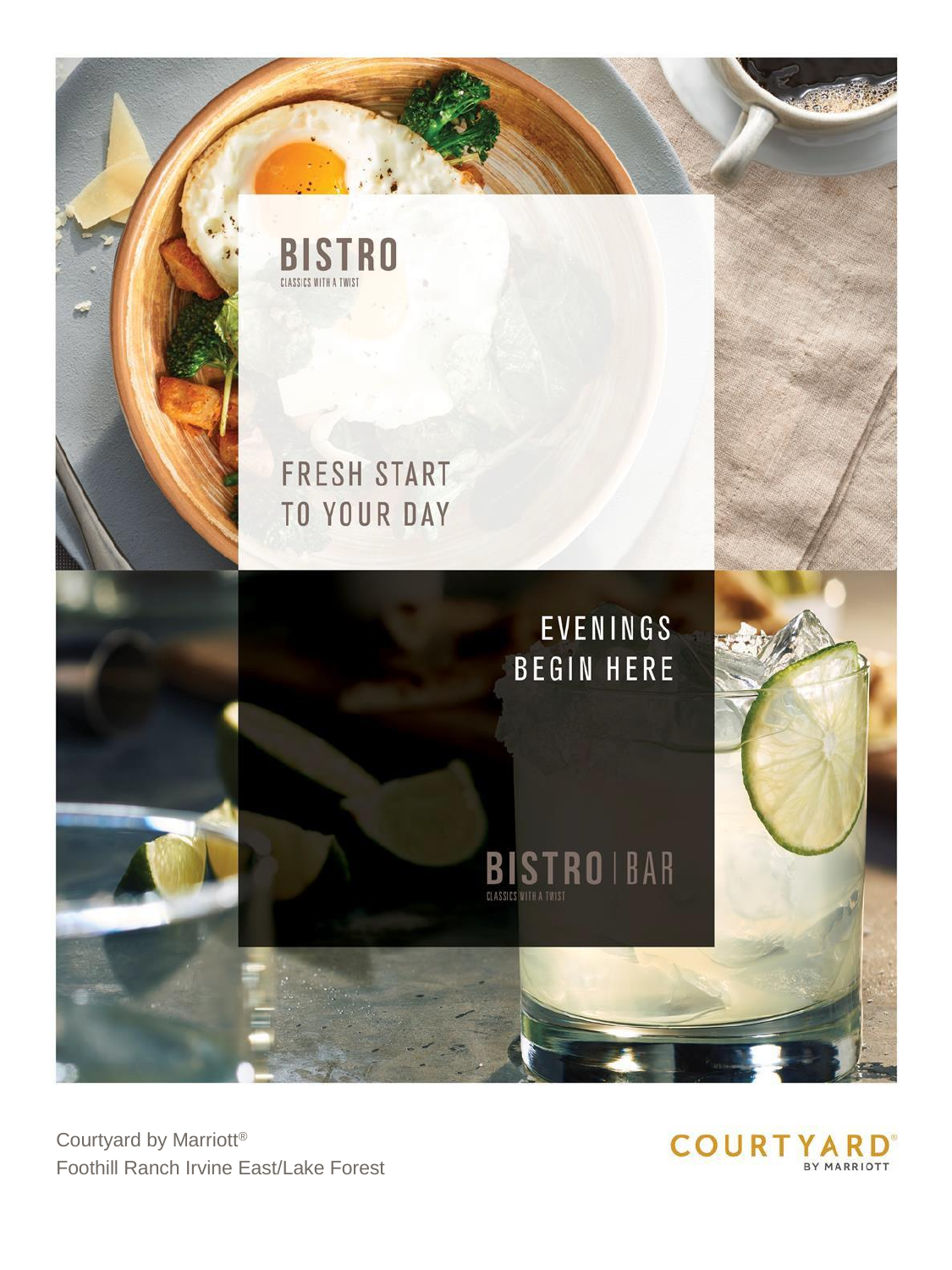# BISTRO

CLASSICS WITH A TWIST

FRESH START TO YOUR DAY

EVENINGS BEGIN HERE

# BISTRO | BAR

CLASSICS WITH A TWIST

Courtyard by Marriott®
Foothill Ranch Irvine East/Lake Forest

COURTYARD® BY MARRIOTT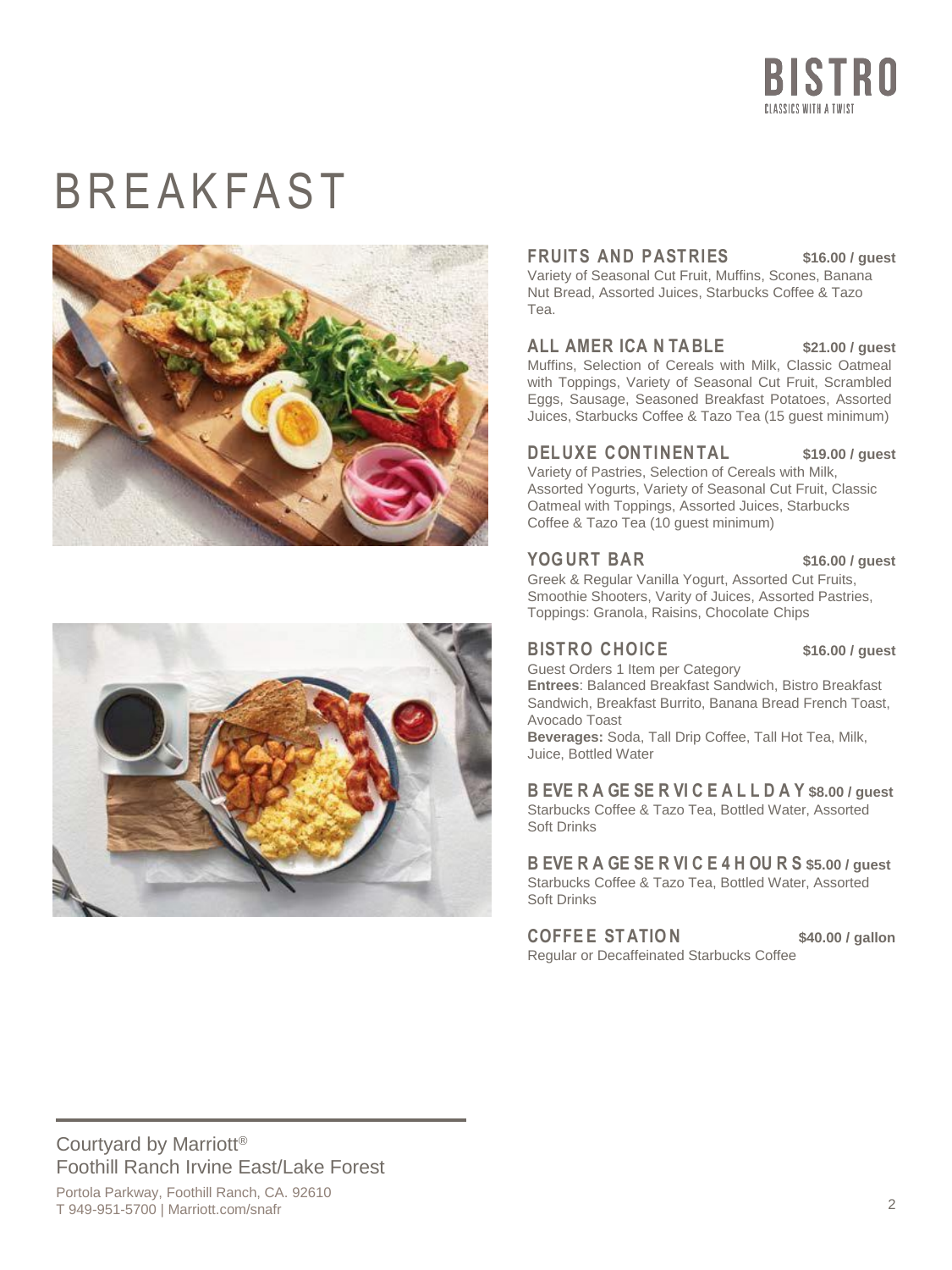# BREAKFAST

### FRUITS AND PASTRIES — $16.00 / guest

Variety of Seasonal Cut Fruit, Muffins, Scones, Banana Nut Bread, Assorted Juices, Starbucks Coffee & Tazo Tea.

### ALL AMERICAN TABLE — $21.00 / guest

Muffins, Selection of Cereals with Milk, Classic Oatmeal with Toppings, Variety of Seasonal Cut Fruit, Scrambled Eggs, Sausage, Seasoned Breakfast Potatoes, Assorted Juices, Starbucks Coffee & Tazo Tea (15 guest minimum)

### DELUXE CONTINENTAL — $19.00 / guest

Variety of Pastries, Selection of Cereals with Milk, Assorted Yogurts, Variety of Seasonal Cut Fruit, Classic Oatmeal with Toppings, Assorted Juices, Starbucks Coffee & Tazo Tea (10 guest minimum)

### YOGURT BAR — $16.00 / guest

Greek & Regular Vanilla Yogurt, Assorted Cut Fruits, Smoothie Shooters, Varity of Juices, Assorted Pastries, Toppings: Granola, Raisins, Chocolate Chips

### BISTRO CHOICE — $16.00 / guest

Guest Orders 1 Item per Category

**Entrees**: Balanced Breakfast Sandwich, Bistro Breakfast Sandwich, Breakfast Burrito, Banana Bread French Toast, Avocado Toast

**Beverages:** Soda, Tall Drip Coffee, Tall Hot Tea, Milk, Juice, Bottled Water

### BEVERAGE SERVICE ALL DAY — $8.00 / guest

Starbucks Coffee & Tazo Tea, Bottled Water, Assorted Soft Drinks

### BEVERAGE SERVICE 4 HOURS — $5.00 / guest

Starbucks Coffee & Tazo Tea, Bottled Water, Assorted Soft Drinks

### COFFEE STATION — $40.00 / gallon

Regular or Decaffeinated Starbucks Coffee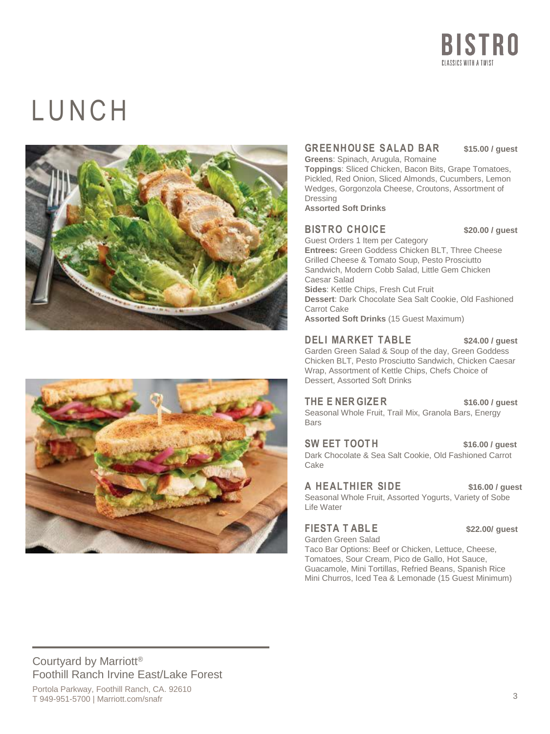# LUNCH

## GREENHOUSE SALAD BAR — $15.00 / guest

**Greens**: Spinach, Arugula, Romaine
**Toppings**: Sliced Chicken, Bacon Bits, Grape Tomatoes, Pickled, Red Onion, Sliced Almonds, Cucumbers, Lemon Wedges, Gorgonzola Cheese, Croutons, Assortment of Dressing
**Assorted Soft Drinks**

## BISTRO CHOICE — $20.00 / guest

Guest Orders 1 Item per Category
**Entrees:** Green Goddess Chicken BLT, Three Cheese Grilled Cheese & Tomato Soup, Pesto Prosciutto Sandwich, Modern Cobb Salad, Little Gem Chicken Caesar Salad
**Sides**: Kettle Chips, Fresh Cut Fruit
**Dessert**: Dark Chocolate Sea Salt Cookie, Old Fashioned Carrot Cake
**Assorted Soft Drinks** (15 Guest Maximum)

## DELI MARKET TABLE — $24.00 / guest

Garden Green Salad & Soup of the day, Green Goddess Chicken BLT, Pesto Prosciutto Sandwich, Chicken Caesar Wrap, Assortment of Kettle Chips, Chefs Choice of Dessert, Assorted Soft Drinks

## THE ENERGIZER — $16.00 / guest

Seasonal Whole Fruit, Trail Mix, Granola Bars, Energy Bars

## SWEET TOOTH — $16.00 / guest

Dark Chocolate & Sea Salt Cookie, Old Fashioned Carrot Cake

## A HEALTHIER SIDE — $16.00 / guest

Seasonal Whole Fruit, Assorted Yogurts, Variety of Sobe Life Water

## FIESTA TABLE — $22.00/ guest

Garden Green Salad
Taco Bar Options: Beef or Chicken, Lettuce, Cheese, Tomatoes, Sour Cream, Pico de Gallo, Hot Sauce, Guacamole, Mini Tortillas, Refried Beans, Spanish Rice
Mini Churros, Iced Tea & Lemonade (15 Guest Minimum)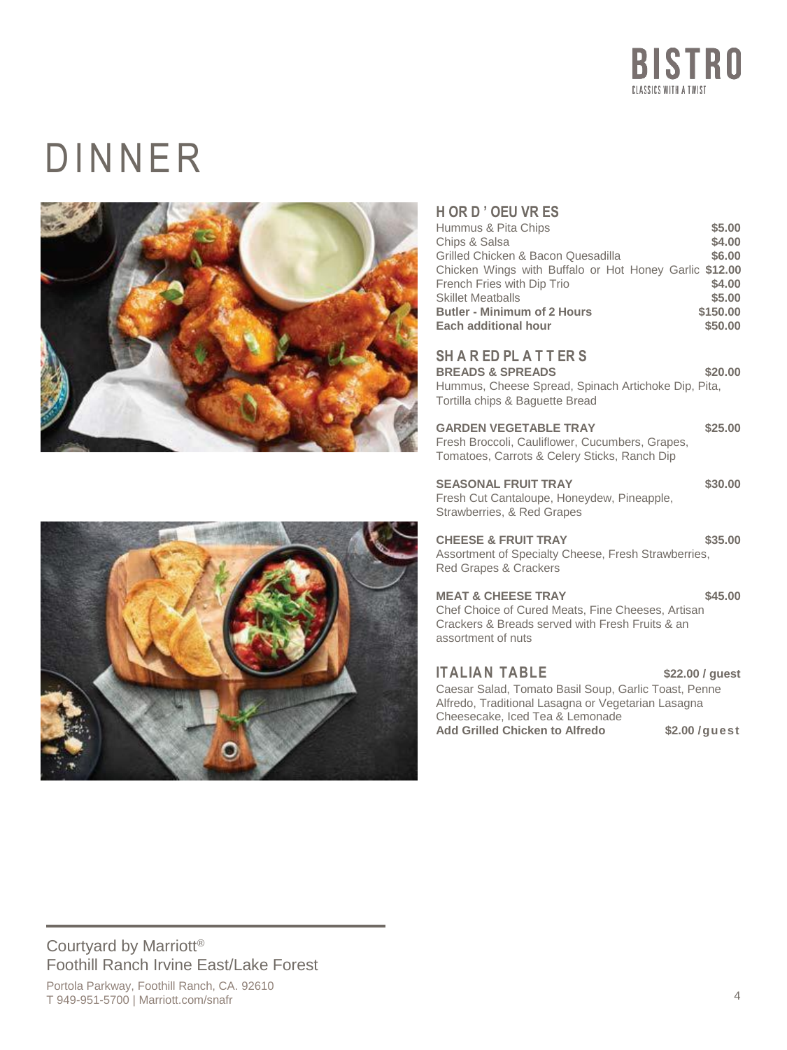BISTRO
CLASSICS WITH A TWIST

# DINNER

## HORD'OEUVRES

| Item | Price |
|---|---|
| Hummus & Pita Chips | **$5.00** |
| Chips & Salsa | **$4.00** |
| Grilled Chicken & Bacon Quesadilla | **$6.00** |
| Chicken Wings with Buffalo or Hot Honey Garlic | **$12.00** |
| French Fries with Dip Trio | **$4.00** |
| Skillet Meatballs | **$5.00** |
| **Butler - Minimum of 2 Hours** | **$150.00** |
| **Each additional hour** | **$50.00** |

## SHARED PLATTERS

**BREADS & SPREADS** **$20.00**
Hummus, Cheese Spread, Spinach Artichoke Dip, Pita, Tortilla chips & Baguette Bread

**GARDEN VEGETABLE TRAY** **$25.00**
Fresh Broccoli, Cauliflower, Cucumbers, Grapes, Tomatoes, Carrots & Celery Sticks, Ranch Dip

**SEASONAL FRUIT TRAY** **$30.00**
Fresh Cut Cantaloupe, Honeydew, Pineapple, Strawberries, & Red Grapes

**CHEESE & FRUIT TRAY** **$35.00**
Assortment of Specialty Cheese, Fresh Strawberries, Red Grapes & Crackers

**MEAT & CHEESE TRAY** **$45.00**
Chef Choice of Cured Meats, Fine Cheeses, Artisan Crackers & Breads served with Fresh Fruits & an assortment of nuts

## ITALIAN TABLE **$22.00 / guest**

Caesar Salad, Tomato Basil Soup, Garlic Toast, Penne Alfredo, Traditional Lasagna or Vegetarian Lasagna
Cheesecake, Iced Tea & Lemonade
**Add Grilled Chicken to Alfredo** **$2.00 / guest**

Courtyard by Marriott®
Foothill Ranch Irvine East/Lake Forest
Portola Parkway, Foothill Ranch, CA. 92610
T 949-951-5700 | Marriott.com/snafr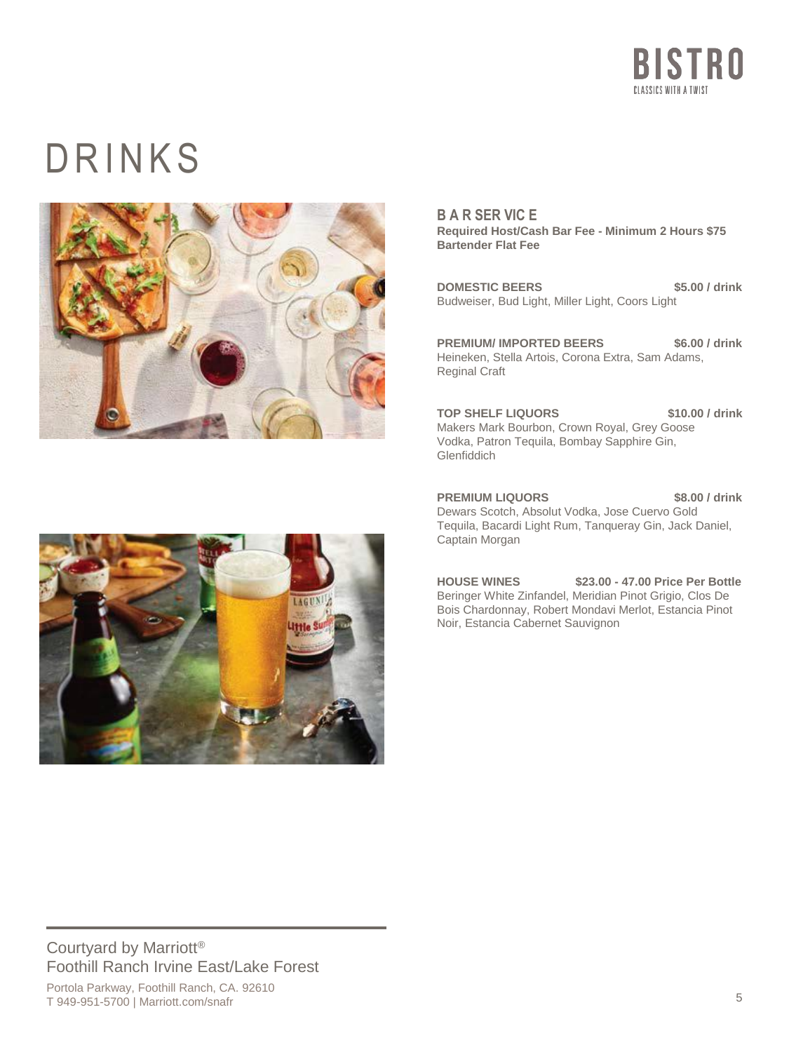# DRINKS

## BAR SERVICE

**Required Host/Cash Bar Fee - Minimum 2 Hours $75 Bartender Flat Fee**

**DOMESTIC BEERS** **$5.00 / drink**
Budweiser, Bud Light, Miller Light, Coors Light

**PREMIUM/ IMPORTED BEERS** **$6.00 / drink**
Heineken, Stella Artois, Corona Extra, Sam Adams, Reginal Craft

**TOP SHELF LIQUORS** **$10.00 / drink**
Makers Mark Bourbon, Crown Royal, Grey Goose Vodka, Patron Tequila, Bombay Sapphire Gin, Glenfiddich

**PREMIUM LIQUORS** **$8.00 / drink**
Dewars Scotch, Absolut Vodka, Jose Cuervo Gold Tequila, Bacardi Light Rum, Tanqueray Gin, Jack Daniel, Captain Morgan

**HOUSE WINES** **$23.00 - 47.00 Price Per Bottle**
Beringer White Zinfandel, Meridian Pinot Grigio, Clos De Bois Chardonnay, Robert Mondavi Merlot, Estancia Pinot Noir, Estancia Cabernet Sauvignon